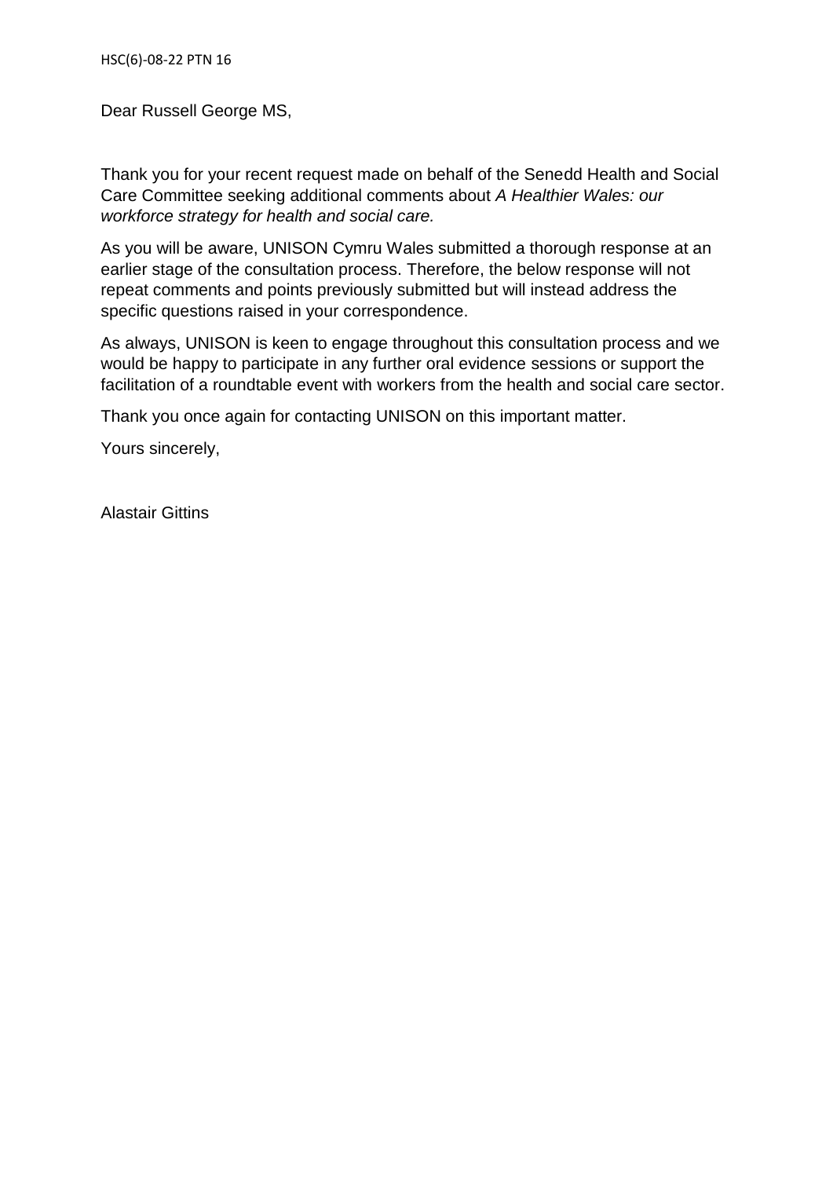HSC(6)-08-22 PTN 16

Dear Russell George MS,

Thank you for your recent request made on behalf of the Senedd Health and Social Care Committee seeking additional comments about *A Healthier Wales: our workforce strategy for health and social care.*

As you will be aware, UNISON Cymru Wales submitted a thorough response at an earlier stage of the consultation process. Therefore, the below response will not repeat comments and points previously submitted but will instead address the specific questions raised in your correspondence.

As always, UNISON is keen to engage throughout this consultation process and we would be happy to participate in any further oral evidence sessions or support the facilitation of a roundtable event with workers from the health and social care sector.

Thank you once again for contacting UNISON on this important matter.

Yours sincerely,

Alastair Gittins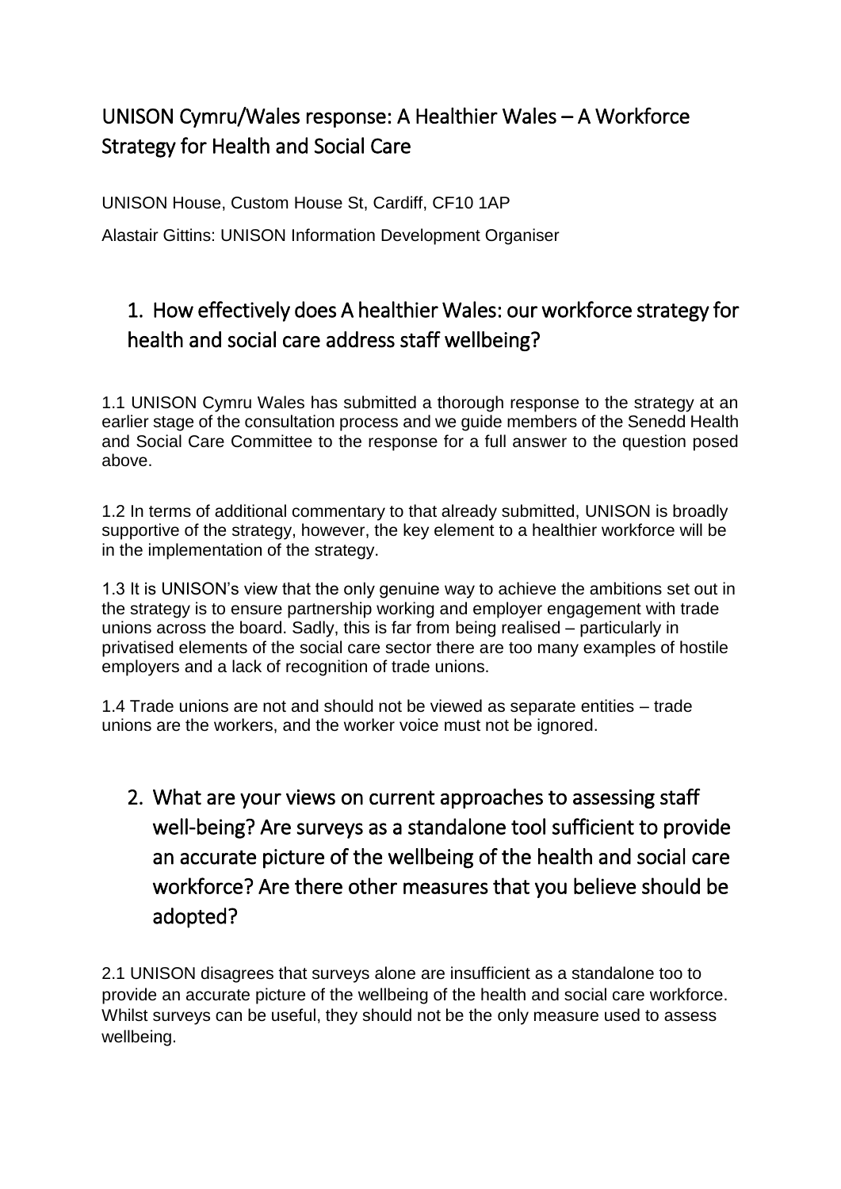## UNISON Cymru/Wales response: A Healthier Wales – A Workforce Strategy for Health and Social Care

UNISON House, Custom House St, Cardiff, CF10 1AP

Alastair Gittins: UNISON Information Development Organiser

## 1. How effectively does A healthier Wales: our workforce strategy for health and social care address staff wellbeing?

1.1 UNISON Cymru Wales has submitted a thorough response to the strategy at an earlier stage of the consultation process and we guide members of the Senedd Health and Social Care Committee to the response for a full answer to the question posed above.

1.2 In terms of additional commentary to that already submitted, UNISON is broadly supportive of the strategy, however, the key element to a healthier workforce will be in the implementation of the strategy.

1.3 It is UNISON's view that the only genuine way to achieve the ambitions set out in the strategy is to ensure partnership working and employer engagement with trade unions across the board. Sadly, this is far from being realised – particularly in privatised elements of the social care sector there are too many examples of hostile employers and a lack of recognition of trade unions.

1.4 Trade unions are not and should not be viewed as separate entities – trade unions are the workers, and the worker voice must not be ignored.

## 2. What are your views on current approaches to assessing staff well-being? Are surveys as a standalone tool sufficient to provide an accurate picture of the wellbeing of the health and social care workforce? Are there other measures that you believe should be adopted?

2.1 UNISON disagrees that surveys alone are insufficient as a standalone too to provide an accurate picture of the wellbeing of the health and social care workforce. Whilst surveys can be useful, they should not be the only measure used to assess wellbeing.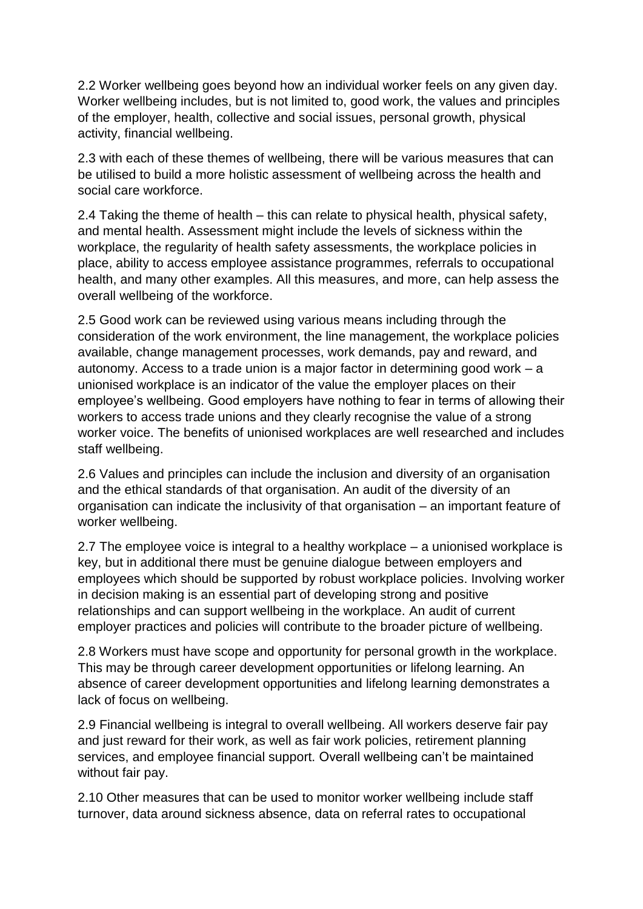2.2 Worker wellbeing goes beyond how an individual worker feels on any given day. Worker wellbeing includes, but is not limited to, good work, the values and principles of the employer, health, collective and social issues, personal growth, physical activity, financial wellbeing.

2.3 with each of these themes of wellbeing, there will be various measures that can be utilised to build a more holistic assessment of wellbeing across the health and social care workforce.

2.4 Taking the theme of health – this can relate to physical health, physical safety, and mental health. Assessment might include the levels of sickness within the workplace, the regularity of health safety assessments, the workplace policies in place, ability to access employee assistance programmes, referrals to occupational health, and many other examples. All this measures, and more, can help assess the overall wellbeing of the workforce.

2.5 Good work can be reviewed using various means including through the consideration of the work environment, the line management, the workplace policies available, change management processes, work demands, pay and reward, and autonomy. Access to a trade union is a major factor in determining good work – a unionised workplace is an indicator of the value the employer places on their employee's wellbeing. Good employers have nothing to fear in terms of allowing their workers to access trade unions and they clearly recognise the value of a strong worker voice. The benefits of unionised workplaces are well researched and includes staff wellbeing.

2.6 Values and principles can include the inclusion and diversity of an organisation and the ethical standards of that organisation. An audit of the diversity of an organisation can indicate the inclusivity of that organisation – an important feature of worker wellbeing.

2.7 The employee voice is integral to a healthy workplace – a unionised workplace is key, but in additional there must be genuine dialogue between employers and employees which should be supported by robust workplace policies. Involving worker in decision making is an essential part of developing strong and positive relationships and can support wellbeing in the workplace. An audit of current employer practices and policies will contribute to the broader picture of wellbeing.

2.8 Workers must have scope and opportunity for personal growth in the workplace. This may be through career development opportunities or lifelong learning. An absence of career development opportunities and lifelong learning demonstrates a lack of focus on wellbeing.

2.9 Financial wellbeing is integral to overall wellbeing. All workers deserve fair pay and just reward for their work, as well as fair work policies, retirement planning services, and employee financial support. Overall wellbeing can't be maintained without fair pay.

2.10 Other measures that can be used to monitor worker wellbeing include staff turnover, data around sickness absence, data on referral rates to occupational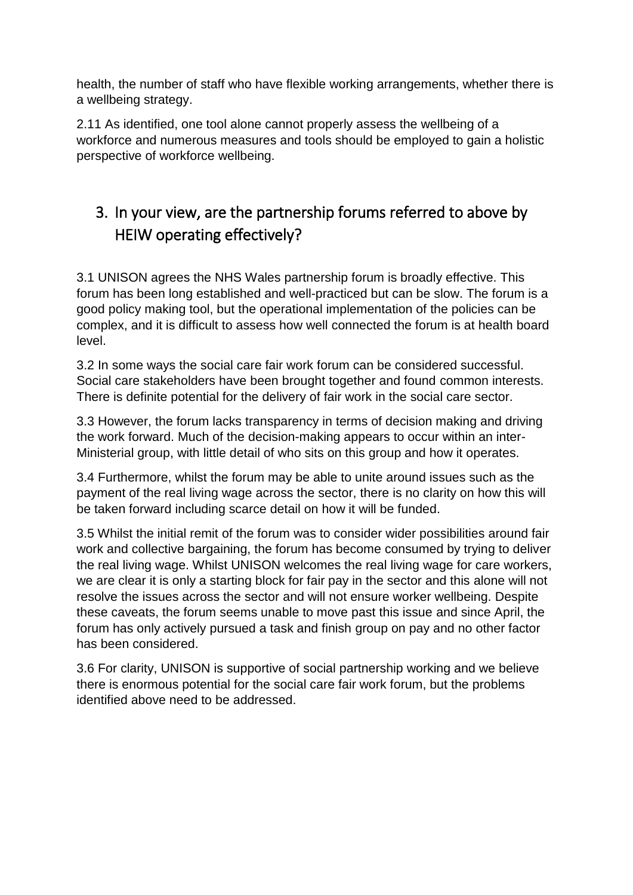health, the number of staff who have flexible working arrangements, whether there is a wellbeing strategy.

2.11 As identified, one tool alone cannot properly assess the wellbeing of a workforce and numerous measures and tools should be employed to gain a holistic perspective of workforce wellbeing.

## 3. In your view, are the partnership forums referred to above by HEIW operating effectively?

3.1 UNISON agrees the NHS Wales partnership forum is broadly effective. This forum has been long established and well-practiced but can be slow. The forum is a good policy making tool, but the operational implementation of the policies can be complex, and it is difficult to assess how well connected the forum is at health board level.

3.2 In some ways the social care fair work forum can be considered successful. Social care stakeholders have been brought together and found common interests. There is definite potential for the delivery of fair work in the social care sector.

3.3 However, the forum lacks transparency in terms of decision making and driving the work forward. Much of the decision-making appears to occur within an inter-Ministerial group, with little detail of who sits on this group and how it operates.

3.4 Furthermore, whilst the forum may be able to unite around issues such as the payment of the real living wage across the sector, there is no clarity on how this will be taken forward including scarce detail on how it will be funded.

3.5 Whilst the initial remit of the forum was to consider wider possibilities around fair work and collective bargaining, the forum has become consumed by trying to deliver the real living wage. Whilst UNISON welcomes the real living wage for care workers, we are clear it is only a starting block for fair pay in the sector and this alone will not resolve the issues across the sector and will not ensure worker wellbeing. Despite these caveats, the forum seems unable to move past this issue and since April, the forum has only actively pursued a task and finish group on pay and no other factor has been considered.

3.6 For clarity, UNISON is supportive of social partnership working and we believe there is enormous potential for the social care fair work forum, but the problems identified above need to be addressed.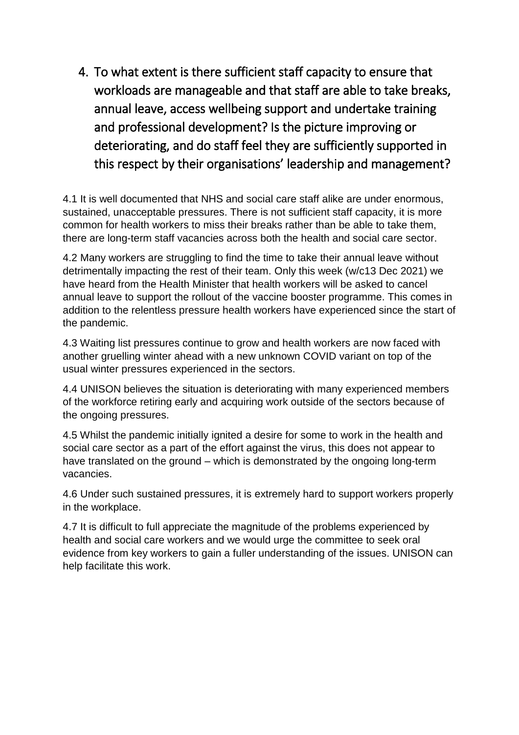## 4. To what extent is there sufficient staff capacity to ensure that workloads are manageable and that staff are able to take breaks, annual leave, access wellbeing support and undertake training and professional development? Is the picture improving or deteriorating, and do staff feel they are sufficiently supported in this respect by their organisations' leadership and management?

4.1 It is well documented that NHS and social care staff alike are under enormous, sustained, unacceptable pressures. There is not sufficient staff capacity, it is more common for health workers to miss their breaks rather than be able to take them, there are long-term staff vacancies across both the health and social care sector.

4.2 Many workers are struggling to find the time to take their annual leave without detrimentally impacting the rest of their team. Only this week (w/c13 Dec 2021) we have heard from the Health Minister that health workers will be asked to cancel annual leave to support the rollout of the vaccine booster programme. This comes in addition to the relentless pressure health workers have experienced since the start of the pandemic.

4.3 Waiting list pressures continue to grow and health workers are now faced with another gruelling winter ahead with a new unknown COVID variant on top of the usual winter pressures experienced in the sectors.

4.4 UNISON believes the situation is deteriorating with many experienced members of the workforce retiring early and acquiring work outside of the sectors because of the ongoing pressures.

4.5 Whilst the pandemic initially ignited a desire for some to work in the health and social care sector as a part of the effort against the virus, this does not appear to have translated on the ground – which is demonstrated by the ongoing long-term vacancies.

4.6 Under such sustained pressures, it is extremely hard to support workers properly in the workplace.

4.7 It is difficult to full appreciate the magnitude of the problems experienced by health and social care workers and we would urge the committee to seek oral evidence from key workers to gain a fuller understanding of the issues. UNISON can help facilitate this work.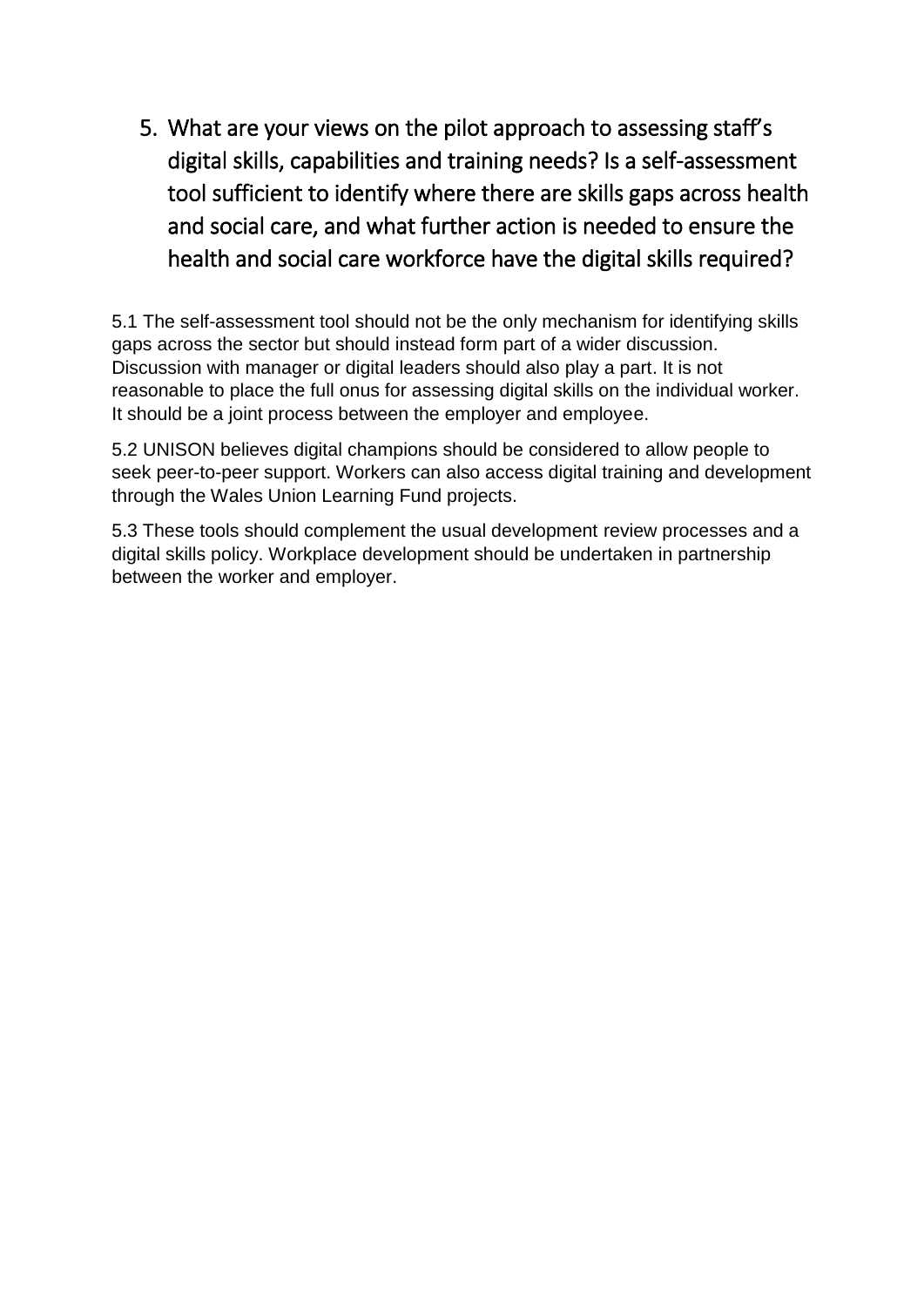5. What are your views on the pilot approach to assessing staff's digital skills, capabilities and training needs? Is a self-assessment tool sufficient to identify where there are skills gaps across health and social care, and what further action is needed to ensure the health and social care workforce have the digital skills required?

5.1 The self-assessment tool should not be the only mechanism for identifying skills gaps across the sector but should instead form part of a wider discussion. Discussion with manager or digital leaders should also play a part. It is not reasonable to place the full onus for assessing digital skills on the individual worker. It should be a joint process between the employer and employee.

5.2 UNISON believes digital champions should be considered to allow people to seek peer-to-peer support. Workers can also access digital training and development through the Wales Union Learning Fund projects.

5.3 These tools should complement the usual development review processes and a digital skills policy. Workplace development should be undertaken in partnership between the worker and employer.